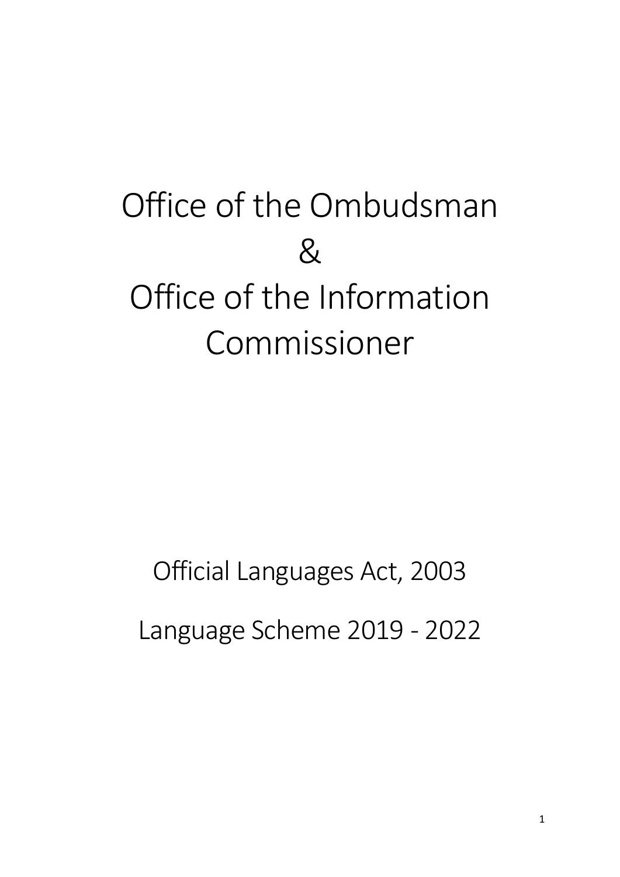# Office of the Ombudsman & Office of the Information Commissioner

Official Languages Act, 2003

Language Scheme 2019 - 2022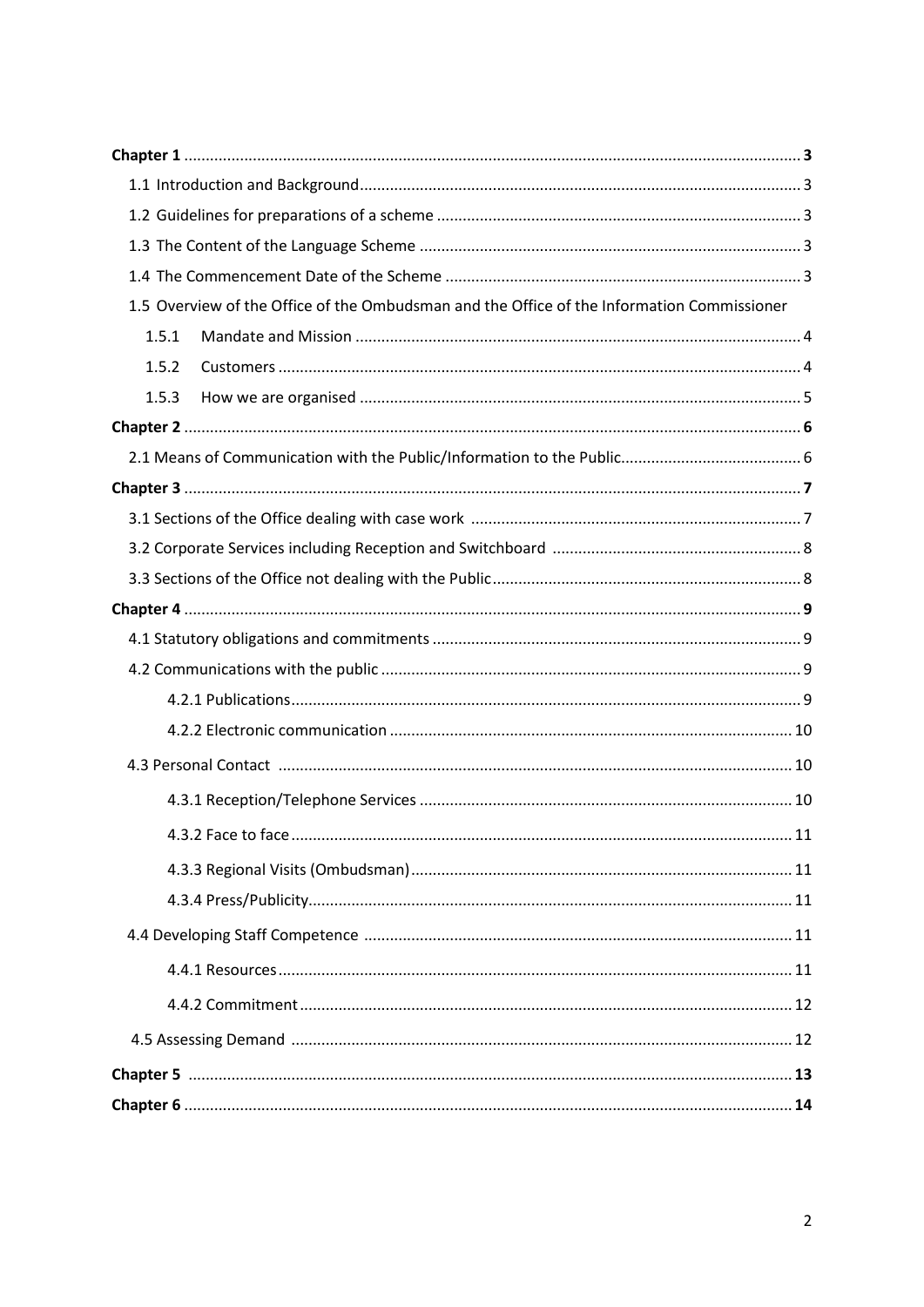**Chapter 1** .......... **3**

1.1 Introduction and Background .......... 3

1.2 Guidelines for preparations of a scheme .......... 3

1.3 The Content of the Language Scheme .......... 3

1.4 The Commencement Date of the Scheme .......... 3

1.5 Overview of the Office of the Ombudsman and the Office of the Information Commissioner

1.5.1 Mandate and Mission .......... 4

1.5.2 Customers .......... 4

1.5.3 How we are organised .......... 5

**Chapter 2** .......... **6**

2.1 Means of Communication with the Public/Information to the Public .......... 6

**Chapter 3** .......... **7**

3.1 Sections of the Office dealing with case work .......... 7

3.2 Corporate Services including Reception and Switchboard .......... 8

3.3 Sections of the Office not dealing with the Public .......... 8

**Chapter 4** .......... **9**

4.1 Statutory obligations and commitments .......... 9

4.2 Communications with the public .......... 9

4.2.1 Publications .......... 9

4.2.2 Electronic communication .......... 10

4.3 Personal Contact .......... 10

4.3.1 Reception/Telephone Services .......... 10

4.3.2 Face to face .......... 11

4.3.3 Regional Visits (Ombudsman) .......... 11

4.3.4 Press/Publicity .......... 11

4.4 Developing Staff Competence .......... 11

4.4.1 Resources .......... 11

4.4.2 Commitment .......... 12

4.5 Assessing Demand .......... 12

**Chapter 5** .......... **13**

**Chapter 6** .......... **14**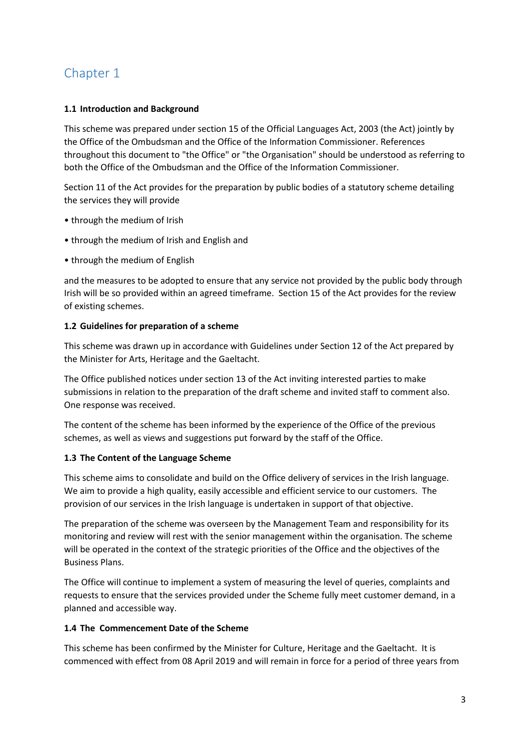# Chapter 1

### 1.1 Introduction and Background

This scheme was prepared under section 15 of the Official Languages Act, 2003 (the Act) jointly by the Office of the Ombudsman and the Office of the Information Commissioner. References throughout this document to "the Office" or "the Organisation" should be understood as referring to both the Office of the Ombudsman and the Office of the Information Commissioner.

Section 11 of the Act provides for the preparation by public bodies of a statutory scheme detailing the services they will provide

- through the medium of Irish
- through the medium of Irish and English and
- through the medium of English

and the measures to be adopted to ensure that any service not provided by the public body through Irish will be so provided within an agreed timeframe. Section 15 of the Act provides for the review of existing schemes.

### 1.2 Guidelines for preparation of a scheme

This scheme was drawn up in accordance with Guidelines under Section 12 of the Act prepared by the Minister for Arts, Heritage and the Gaeltacht.

The Office published notices under section 13 of the Act inviting interested parties to make submissions in relation to the preparation of the draft scheme and invited staff to comment also. One response was received.

The content of the scheme has been informed by the experience of the Office of the previous schemes, as well as views and suggestions put forward by the staff of the Office.

### 1.3 The Content of the Language Scheme

This scheme aims to consolidate and build on the Office delivery of services in the Irish language. We aim to provide a high quality, easily accessible and efficient service to our customers. The provision of our services in the Irish language is undertaken in support of that objective.

The preparation of the scheme was overseen by the Management Team and responsibility for its monitoring and review will rest with the senior management within the organisation. The scheme will be operated in the context of the strategic priorities of the Office and the objectives of the Business Plans.

The Office will continue to implement a system of measuring the level of queries, complaints and requests to ensure that the services provided under the Scheme fully meet customer demand, in a planned and accessible way.

### 1.4 The Commencement Date of the Scheme

This scheme has been confirmed by the Minister for Culture, Heritage and the Gaeltacht. It is commenced with effect from 08 April 2019 and will remain in force for a period of three years from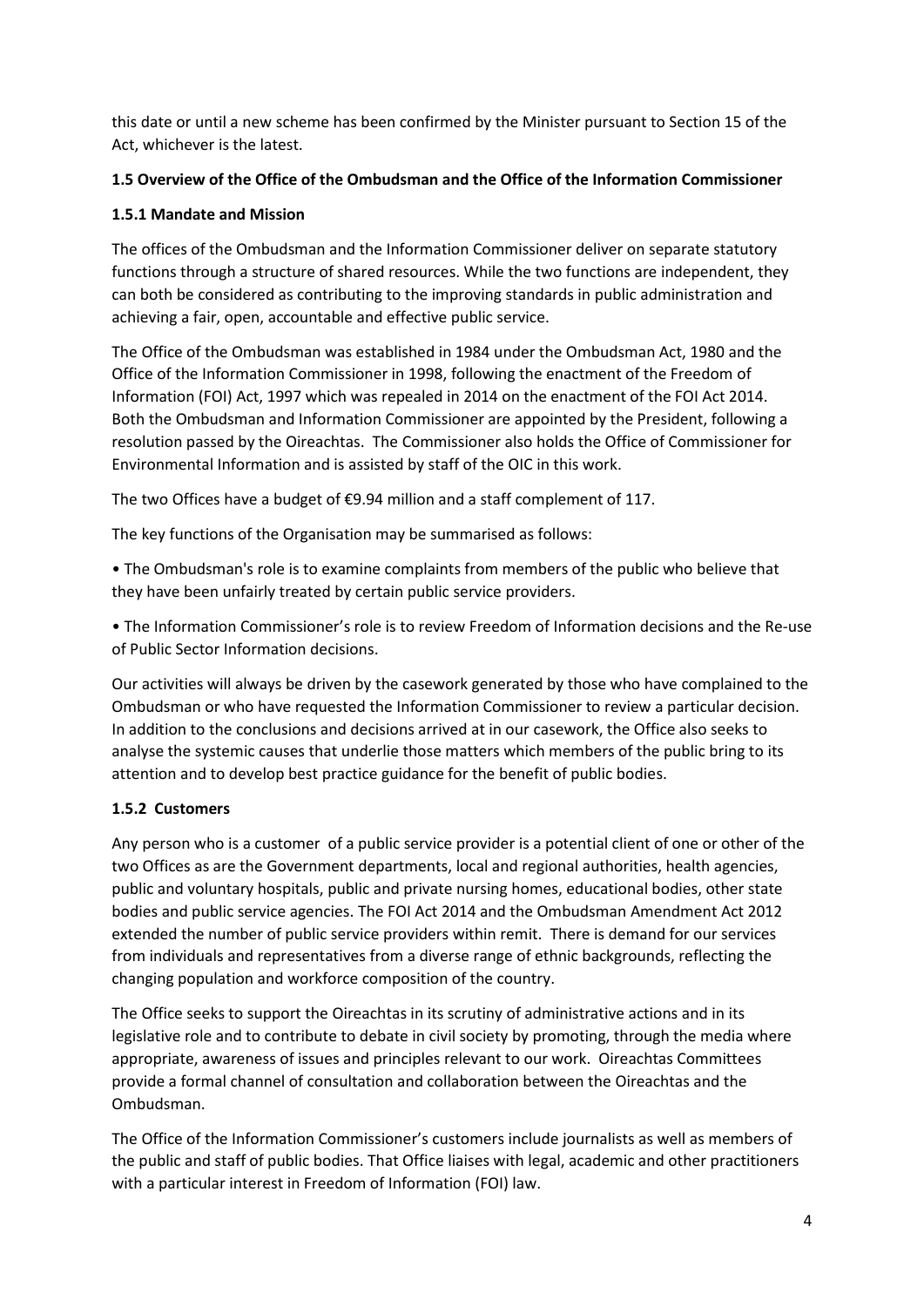this date or until a new scheme has been confirmed by the Minister pursuant to Section 15 of the Act, whichever is the latest.

### 1.5 Overview of the Office of the Ombudsman and the Office of the Information Commissioner

#### 1.5.1 Mandate and Mission

The offices of the Ombudsman and the Information Commissioner deliver on separate statutory functions through a structure of shared resources. While the two functions are independent, they can both be considered as contributing to the improving standards in public administration and achieving a fair, open, accountable and effective public service.

The Office of the Ombudsman was established in 1984 under the Ombudsman Act, 1980 and the Office of the Information Commissioner in 1998, following the enactment of the Freedom of Information (FOI) Act, 1997 which was repealed in 2014 on the enactment of the FOI Act 2014. Both the Ombudsman and Information Commissioner are appointed by the President, following a resolution passed by the Oireachtas. The Commissioner also holds the Office of Commissioner for Environmental Information and is assisted by staff of the OIC in this work.

The two Offices have a budget of €9.94 million and a staff complement of 117.

The key functions of the Organisation may be summarised as follows:

• The Ombudsman's role is to examine complaints from members of the public who believe that they have been unfairly treated by certain public service providers.

• The Information Commissioner's role is to review Freedom of Information decisions and the Re-use of Public Sector Information decisions.

Our activities will always be driven by the casework generated by those who have complained to the Ombudsman or who have requested the Information Commissioner to review a particular decision. In addition to the conclusions and decisions arrived at in our casework, the Office also seeks to analyse the systemic causes that underlie those matters which members of the public bring to its attention and to develop best practice guidance for the benefit of public bodies.

#### 1.5.2 Customers

Any person who is a customer of a public service provider is a potential client of one or other of the two Offices as are the Government departments, local and regional authorities, health agencies, public and voluntary hospitals, public and private nursing homes, educational bodies, other state bodies and public service agencies. The FOI Act 2014 and the Ombudsman Amendment Act 2012 extended the number of public service providers within remit. There is demand for our services from individuals and representatives from a diverse range of ethnic backgrounds, reflecting the changing population and workforce composition of the country.

The Office seeks to support the Oireachtas in its scrutiny of administrative actions and in its legislative role and to contribute to debate in civil society by promoting, through the media where appropriate, awareness of issues and principles relevant to our work. Oireachtas Committees provide a formal channel of consultation and collaboration between the Oireachtas and the Ombudsman.

The Office of the Information Commissioner's customers include journalists as well as members of the public and staff of public bodies. That Office liaises with legal, academic and other practitioners with a particular interest in Freedom of Information (FOI) law.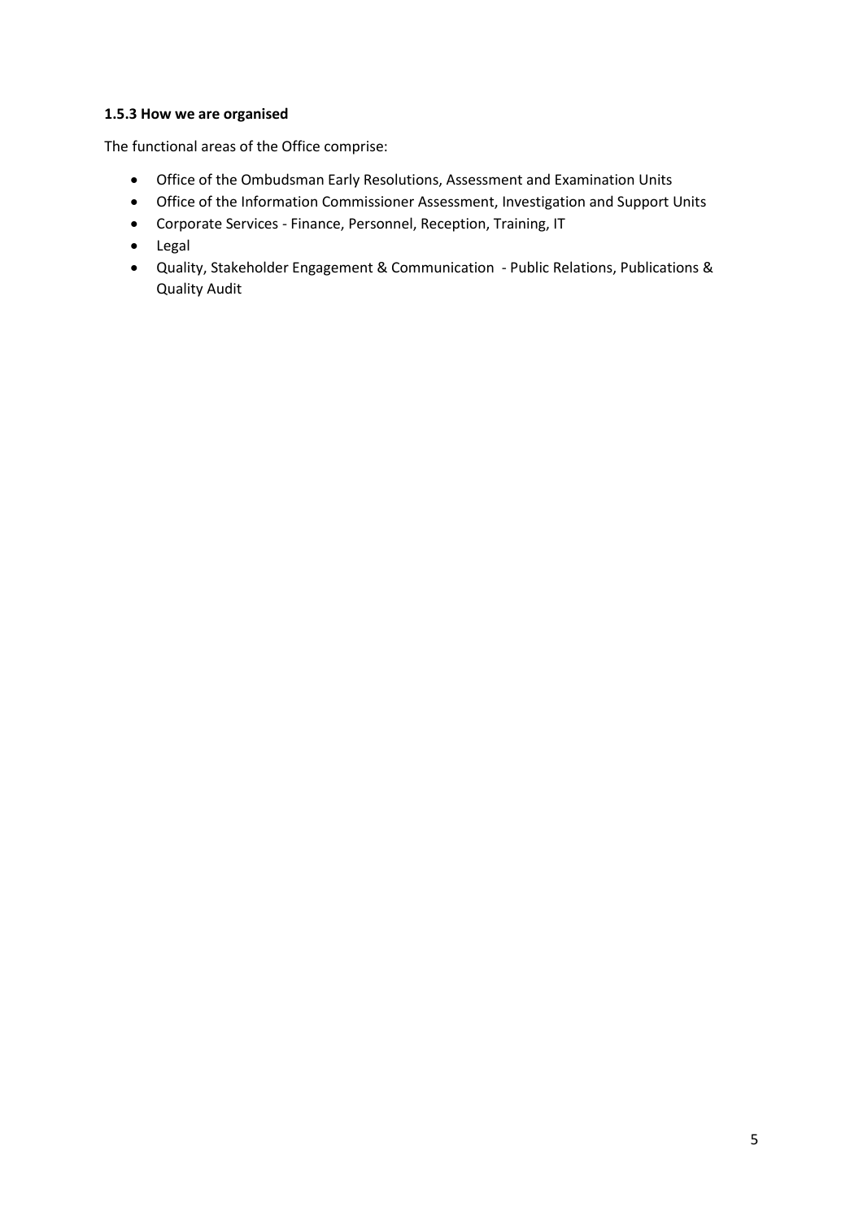### 1.5.3 How we are organised

The functional areas of the Office comprise:

- Office of the Ombudsman Early Resolutions, Assessment and Examination Units
- Office of the Information Commissioner Assessment, Investigation and Support Units
- Corporate Services - Finance, Personnel, Reception, Training, IT
- Legal
- Quality, Stakeholder Engagement & Communication - Public Relations, Publications & Quality Audit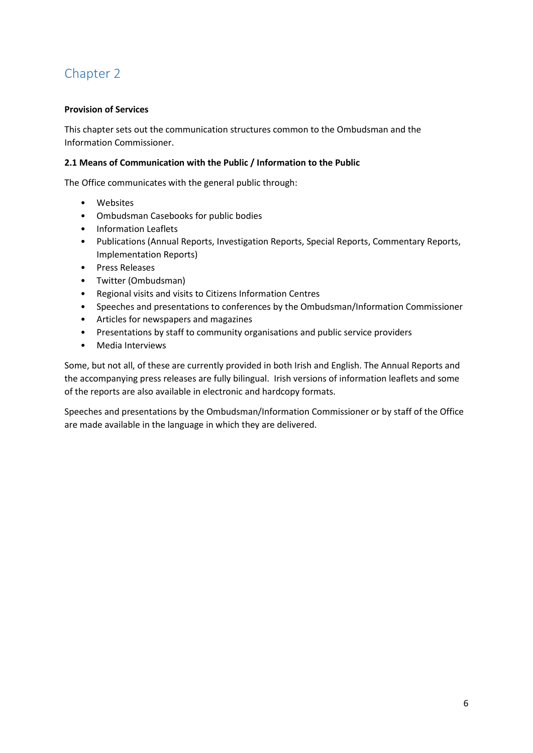# Chapter 2

**Provision of Services**

This chapter sets out the communication structures common to the Ombudsman and the Information Commissioner.

**2.1 Means of Communication with the Public / Information to the Public**

The Office communicates with the general public through:

- Websites
- Ombudsman Casebooks for public bodies
- Information Leaflets
- Publications (Annual Reports, Investigation Reports, Special Reports, Commentary Reports, Implementation Reports)
- Press Releases
- Twitter (Ombudsman)
- Regional visits and visits to Citizens Information Centres
- Speeches and presentations to conferences by the Ombudsman/Information Commissioner
- Articles for newspapers and magazines
- Presentations by staff to community organisations and public service providers
- Media Interviews

Some, but not all, of these are currently provided in both Irish and English. The Annual Reports and the accompanying press releases are fully bilingual. Irish versions of information leaflets and some of the reports are also available in electronic and hardcopy formats.

Speeches and presentations by the Ombudsman/Information Commissioner or by staff of the Office are made available in the language in which they are delivered.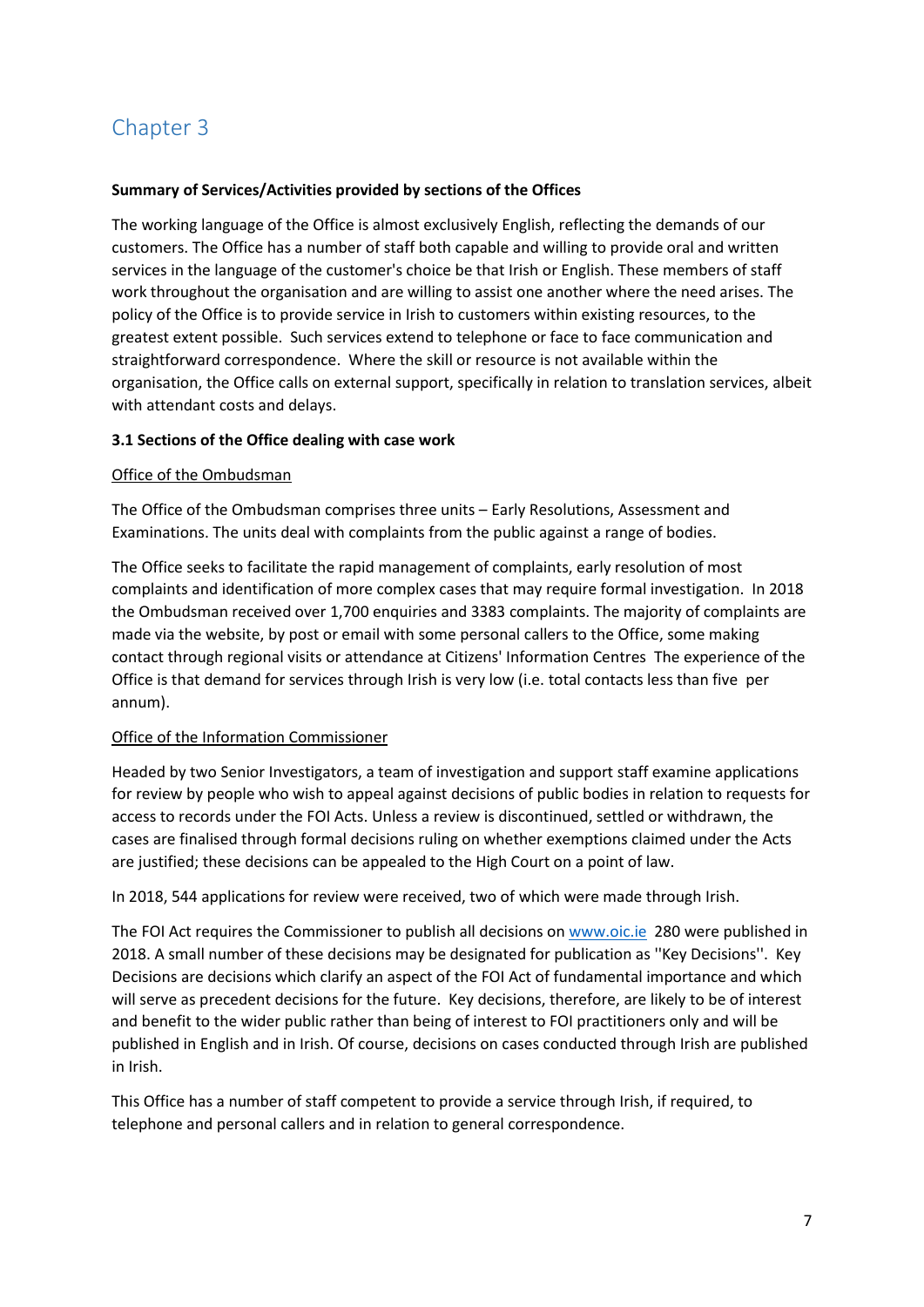# Chapter 3

**Summary of Services/Activities provided by sections of the Offices**

The working language of the Office is almost exclusively English, reflecting the demands of our customers. The Office has a number of staff both capable and willing to provide oral and written services in the language of the customer's choice be that Irish or English. These members of staff work throughout the organisation and are willing to assist one another where the need arises. The policy of the Office is to provide service in Irish to customers within existing resources, to the greatest extent possible. Such services extend to telephone or face to face communication and straightforward correspondence. Where the skill or resource is not available within the organisation, the Office calls on external support, specifically in relation to translation services, albeit with attendant costs and delays.

**3.1 Sections of the Office dealing with case work**

Office of the Ombudsman

The Office of the Ombudsman comprises three units – Early Resolutions, Assessment and Examinations. The units deal with complaints from the public against a range of bodies.

The Office seeks to facilitate the rapid management of complaints, early resolution of most complaints and identification of more complex cases that may require formal investigation. In 2018 the Ombudsman received over 1,700 enquiries and 3383 complaints. The majority of complaints are made via the website, by post or email with some personal callers to the Office, some making contact through regional visits or attendance at Citizens' Information Centres The experience of the Office is that demand for services through Irish is very low (i.e. total contacts less than five per annum).

Office of the Information Commissioner

Headed by two Senior Investigators, a team of investigation and support staff examine applications for review by people who wish to appeal against decisions of public bodies in relation to requests for access to records under the FOI Acts. Unless a review is discontinued, settled or withdrawn, the cases are finalised through formal decisions ruling on whether exemptions claimed under the Acts are justified; these decisions can be appealed to the High Court on a point of law.

In 2018, 544 applications for review were received, two of which were made through Irish.

The FOI Act requires the Commissioner to publish all decisions on www.oic.ie 280 were published in 2018. A small number of these decisions may be designated for publication as ''Key Decisions''. Key Decisions are decisions which clarify an aspect of the FOI Act of fundamental importance and which will serve as precedent decisions for the future. Key decisions, therefore, are likely to be of interest and benefit to the wider public rather than being of interest to FOI practitioners only and will be published in English and in Irish. Of course, decisions on cases conducted through Irish are published in Irish.

This Office has a number of staff competent to provide a service through Irish, if required, to telephone and personal callers and in relation to general correspondence.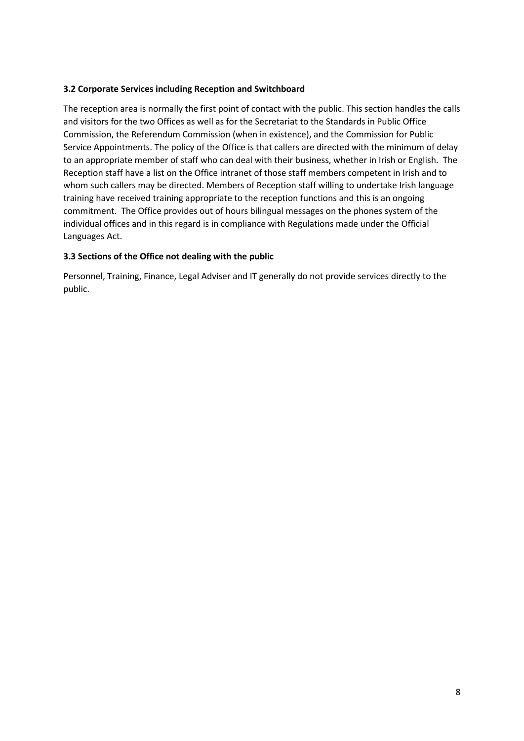### 3.2 Corporate Services including Reception and Switchboard

The reception area is normally the first point of contact with the public. This section handles the calls and visitors for the two Offices as well as for the Secretariat to the Standards in Public Office Commission, the Referendum Commission (when in existence), and the Commission for Public Service Appointments. The policy of the Office is that callers are directed with the minimum of delay to an appropriate member of staff who can deal with their business, whether in Irish or English. The Reception staff have a list on the Office intranet of those staff members competent in Irish and to whom such callers may be directed. Members of Reception staff willing to undertake Irish language training have received training appropriate to the reception functions and this is an ongoing commitment. The Office provides out of hours bilingual messages on the phones system of the individual offices and in this regard is in compliance with Regulations made under the Official Languages Act.

### 3.3 Sections of the Office not dealing with the public

Personnel, Training, Finance, Legal Adviser and IT generally do not provide services directly to the public.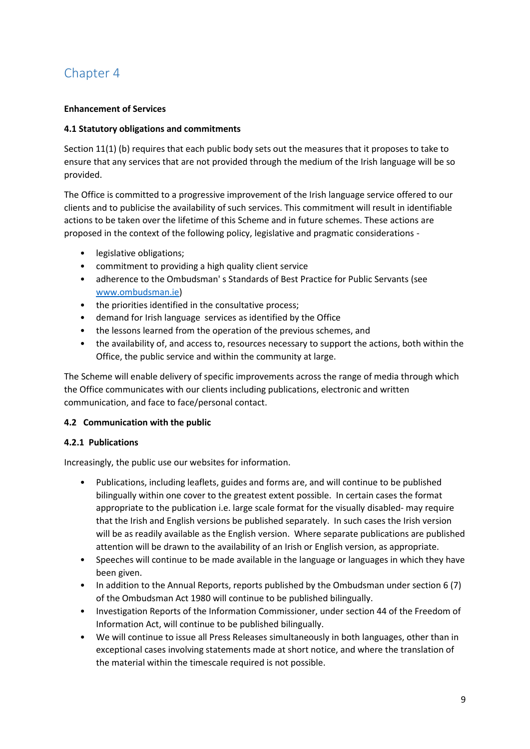# Chapter 4

**Enhancement of Services**

**4.1 Statutory obligations and commitments**

Section 11(1) (b) requires that each public body sets out the measures that it proposes to take to ensure that any services that are not provided through the medium of the Irish language will be so provided.

The Office is committed to a progressive improvement of the Irish language service offered to our clients and to publicise the availability of such services. This commitment will result in identifiable actions to be taken over the lifetime of this Scheme and in future schemes. These actions are proposed in the context of the following policy, legislative and pragmatic considerations -

- legislative obligations;
- commitment to providing a high quality client service
- adherence to the Ombudsman' s Standards of Best Practice for Public Servants (see [www.ombudsman.ie](www.ombudsman.ie))
- the priorities identified in the consultative process;
- demand for Irish language services as identified by the Office
- the lessons learned from the operation of the previous schemes, and
- the availability of, and access to, resources necessary to support the actions, both within the Office, the public service and within the community at large.

The Scheme will enable delivery of specific improvements across the range of media through which the Office communicates with our clients including publications, electronic and written communication, and face to face/personal contact.

**4.2 Communication with the public**

**4.2.1 Publications**

Increasingly, the public use our websites for information.

- Publications, including leaflets, guides and forms are, and will continue to be published bilingually within one cover to the greatest extent possible. In certain cases the format appropriate to the publication i.e. large scale format for the visually disabled- may require that the Irish and English versions be published separately. In such cases the Irish version will be as readily available as the English version. Where separate publications are published attention will be drawn to the availability of an Irish or English version, as appropriate.
- Speeches will continue to be made available in the language or languages in which they have been given.
- In addition to the Annual Reports, reports published by the Ombudsman under section 6 (7) of the Ombudsman Act 1980 will continue to be published bilingually.
- Investigation Reports of the Information Commissioner, under section 44 of the Freedom of Information Act, will continue to be published bilingually.
- We will continue to issue all Press Releases simultaneously in both languages, other than in exceptional cases involving statements made at short notice, and where the translation of the material within the timescale required is not possible.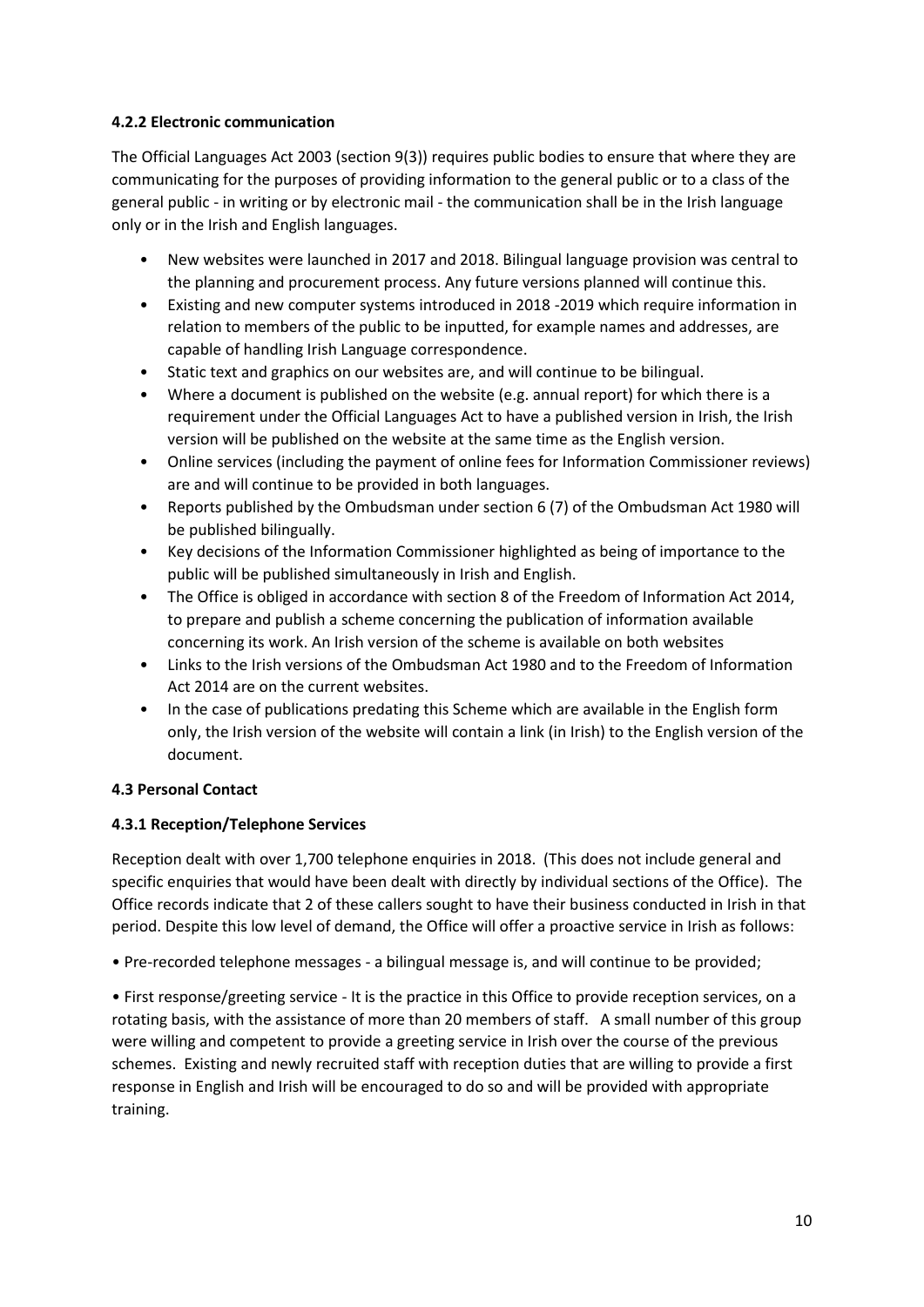#### 4.2.2 Electronic communication

The Official Languages Act 2003 (section 9(3)) requires public bodies to ensure that where they are communicating for the purposes of providing information to the general public or to a class of the general public - in writing or by electronic mail - the communication shall be in the Irish language only or in the Irish and English languages.

- New websites were launched in 2017 and 2018. Bilingual language provision was central to the planning and procurement process. Any future versions planned will continue this.
- Existing and new computer systems introduced in 2018 -2019 which require information in relation to members of the public to be inputted, for example names and addresses, are capable of handling Irish Language correspondence.
- Static text and graphics on our websites are, and will continue to be bilingual.
- Where a document is published on the website (e.g. annual report) for which there is a requirement under the Official Languages Act to have a published version in Irish, the Irish version will be published on the website at the same time as the English version.
- Online services (including the payment of online fees for Information Commissioner reviews) are and will continue to be provided in both languages.
- Reports published by the Ombudsman under section 6 (7) of the Ombudsman Act 1980 will be published bilingually.
- Key decisions of the Information Commissioner highlighted as being of importance to the public will be published simultaneously in Irish and English.
- The Office is obliged in accordance with section 8 of the Freedom of Information Act 2014, to prepare and publish a scheme concerning the publication of information available concerning its work. An Irish version of the scheme is available on both websites
- Links to the Irish versions of the Ombudsman Act 1980 and to the Freedom of Information Act 2014 are on the current websites.
- In the case of publications predating this Scheme which are available in the English form only, the Irish version of the website will contain a link (in Irish) to the English version of the document.

### 4.3 Personal Contact

#### 4.3.1 Reception/Telephone Services

Reception dealt with over 1,700 telephone enquiries in 2018. (This does not include general and specific enquiries that would have been dealt with directly by individual sections of the Office). The Office records indicate that 2 of these callers sought to have their business conducted in Irish in that period. Despite this low level of demand, the Office will offer a proactive service in Irish as follows:

- Pre-recorded telephone messages - a bilingual message is, and will continue to be provided;

- First response/greeting service - It is the practice in this Office to provide reception services, on a rotating basis, with the assistance of more than 20 members of staff. A small number of this group were willing and competent to provide a greeting service in Irish over the course of the previous schemes. Existing and newly recruited staff with reception duties that are willing to provide a first response in English and Irish will be encouraged to do so and will be provided with appropriate training.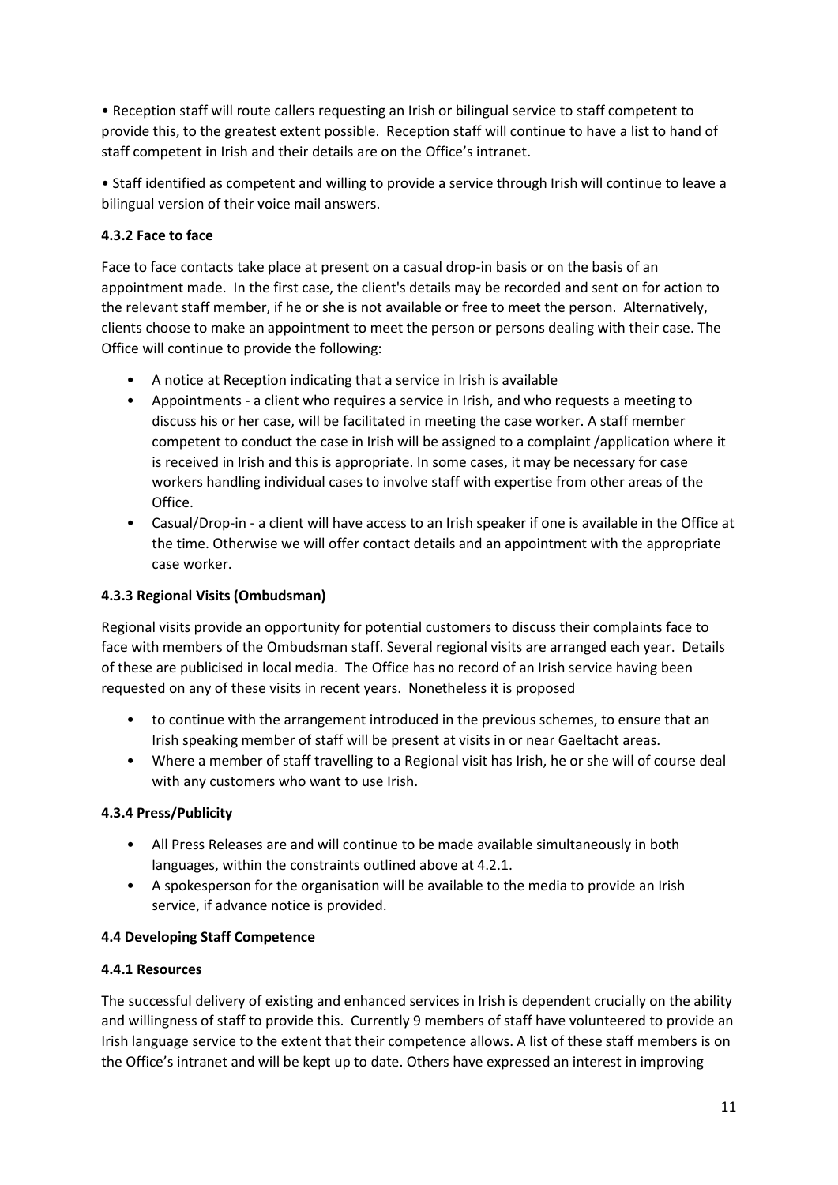- Reception staff will route callers requesting an Irish or bilingual service to staff competent to provide this, to the greatest extent possible. Reception staff will continue to have a list to hand of staff competent in Irish and their details are on the Office's intranet.

- Staff identified as competent and willing to provide a service through Irish will continue to leave a bilingual version of their voice mail answers.

#### 4.3.2 Face to face

Face to face contacts take place at present on a casual drop-in basis or on the basis of an appointment made. In the first case, the client's details may be recorded and sent on for action to the relevant staff member, if he or she is not available or free to meet the person. Alternatively, clients choose to make an appointment to meet the person or persons dealing with their case. The Office will continue to provide the following:

- A notice at Reception indicating that a service in Irish is available
- Appointments - a client who requires a service in Irish, and who requests a meeting to discuss his or her case, will be facilitated in meeting the case worker. A staff member competent to conduct the case in Irish will be assigned to a complaint /application where it is received in Irish and this is appropriate. In some cases, it may be necessary for case workers handling individual cases to involve staff with expertise from other areas of the Office.
- Casual/Drop-in - a client will have access to an Irish speaker if one is available in the Office at the time. Otherwise we will offer contact details and an appointment with the appropriate case worker.

#### 4.3.3 Regional Visits (Ombudsman)

Regional visits provide an opportunity for potential customers to discuss their complaints face to face with members of the Ombudsman staff. Several regional visits are arranged each year. Details of these are publicised in local media. The Office has no record of an Irish service having been requested on any of these visits in recent years. Nonetheless it is proposed

- to continue with the arrangement introduced in the previous schemes, to ensure that an Irish speaking member of staff will be present at visits in or near Gaeltacht areas.
- Where a member of staff travelling to a Regional visit has Irish, he or she will of course deal with any customers who want to use Irish.

#### 4.3.4 Press/Publicity

- All Press Releases are and will continue to be made available simultaneously in both languages, within the constraints outlined above at 4.2.1.
- A spokesperson for the organisation will be available to the media to provide an Irish service, if advance notice is provided.

### 4.4 Developing Staff Competence

#### 4.4.1 Resources

The successful delivery of existing and enhanced services in Irish is dependent crucially on the ability and willingness of staff to provide this. Currently 9 members of staff have volunteered to provide an Irish language service to the extent that their competence allows. A list of these staff members is on the Office's intranet and will be kept up to date. Others have expressed an interest in improving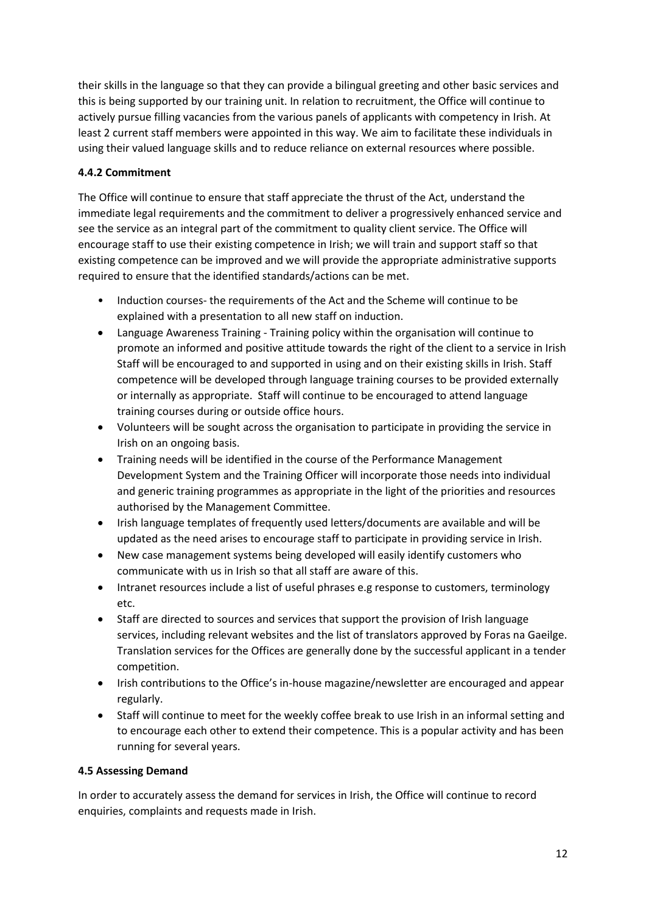their skills in the language so that they can provide a bilingual greeting and other basic services and this is being supported by our training unit. In relation to recruitment, the Office will continue to actively pursue filling vacancies from the various panels of applicants with competency in Irish. At least 2 current staff members were appointed in this way. We aim to facilitate these individuals in using their valued language skills and to reduce reliance on external resources where possible.

#### 4.4.2 Commitment

The Office will continue to ensure that staff appreciate the thrust of the Act, understand the immediate legal requirements and the commitment to deliver a progressively enhanced service and see the service as an integral part of the commitment to quality client service. The Office will encourage staff to use their existing competence in Irish; we will train and support staff so that existing competence can be improved and we will provide the appropriate administrative supports required to ensure that the identified standards/actions can be met.

- Induction courses- the requirements of the Act and the Scheme will continue to be explained with a presentation to all new staff on induction.
- Language Awareness Training - Training policy within the organisation will continue to promote an informed and positive attitude towards the right of the client to a service in Irish Staff will be encouraged to and supported in using and on their existing skills in Irish. Staff competence will be developed through language training courses to be provided externally or internally as appropriate. Staff will continue to be encouraged to attend language training courses during or outside office hours.
- Volunteers will be sought across the organisation to participate in providing the service in Irish on an ongoing basis.
- Training needs will be identified in the course of the Performance Management Development System and the Training Officer will incorporate those needs into individual and generic training programmes as appropriate in the light of the priorities and resources authorised by the Management Committee.
- Irish language templates of frequently used letters/documents are available and will be updated as the need arises to encourage staff to participate in providing service in Irish.
- New case management systems being developed will easily identify customers who communicate with us in Irish so that all staff are aware of this.
- Intranet resources include a list of useful phrases e.g response to customers, terminology etc.
- Staff are directed to sources and services that support the provision of Irish language services, including relevant websites and the list of translators approved by Foras na Gaeilge. Translation services for the Offices are generally done by the successful applicant in a tender competition.
- Irish contributions to the Office's in-house magazine/newsletter are encouraged and appear regularly.
- Staff will continue to meet for the weekly coffee break to use Irish in an informal setting and to encourage each other to extend their competence. This is a popular activity and has been running for several years.

### 4.5 Assessing Demand

In order to accurately assess the demand for services in Irish, the Office will continue to record enquiries, complaints and requests made in Irish.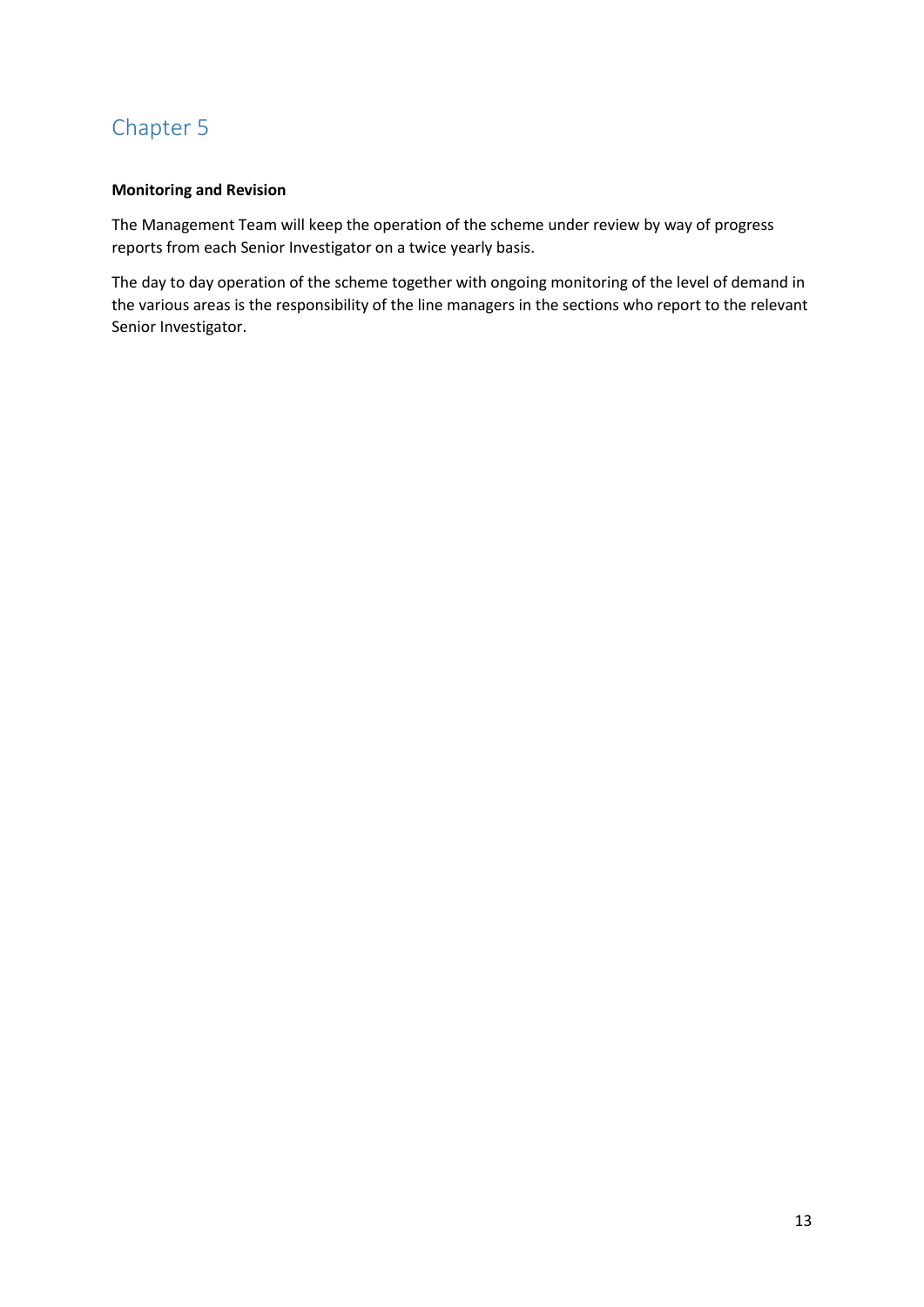# Chapter 5

**Monitoring and Revision**

The Management Team will keep the operation of the scheme under review by way of progress reports from each Senior Investigator on a twice yearly basis.

The day to day operation of the scheme together with ongoing monitoring of the level of demand in the various areas is the responsibility of the line managers in the sections who report to the relevant Senior Investigator.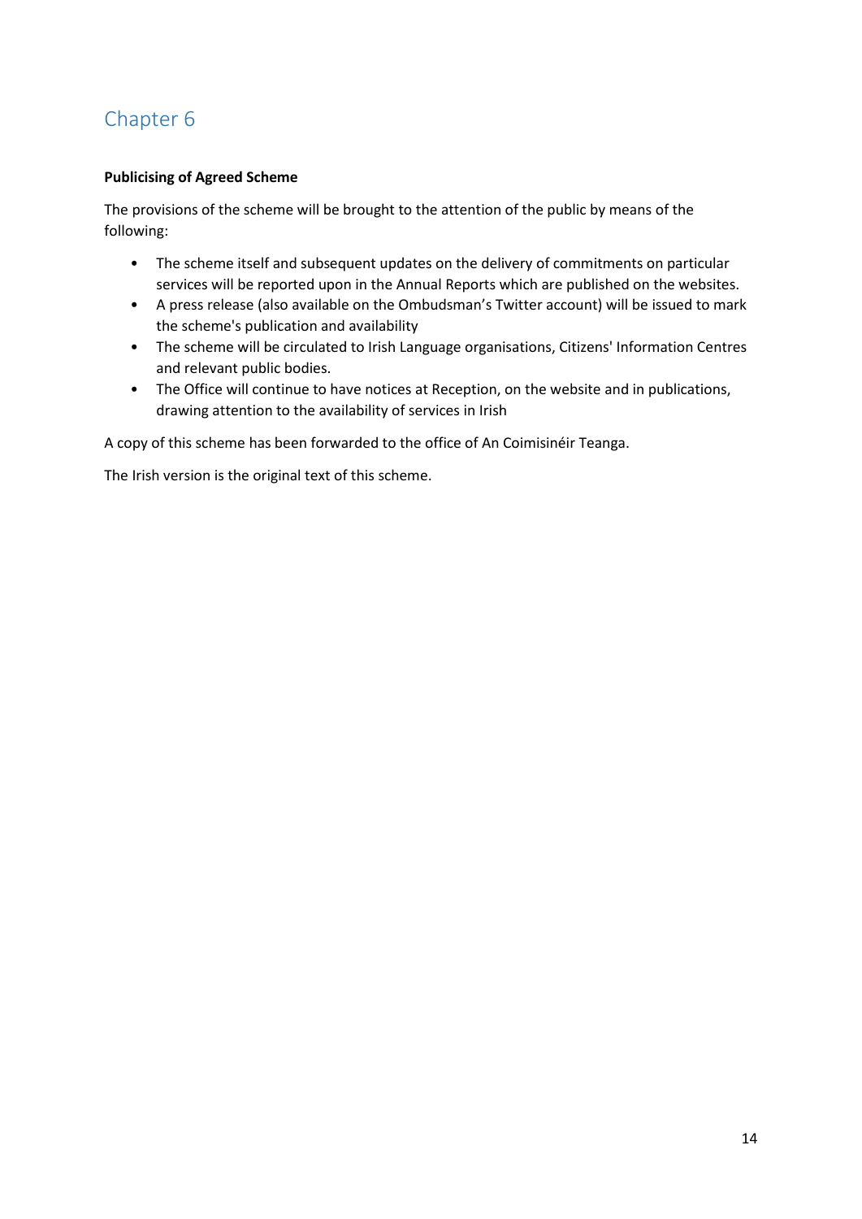# Chapter 6

**Publicising of Agreed Scheme**

The provisions of the scheme will be brought to the attention of the public by means of the following:

- The scheme itself and subsequent updates on the delivery of commitments on particular services will be reported upon in the Annual Reports which are published on the websites.
- A press release (also available on the Ombudsman's Twitter account) will be issued to mark the scheme's publication and availability
- The scheme will be circulated to Irish Language organisations, Citizens' Information Centres and relevant public bodies.
- The Office will continue to have notices at Reception, on the website and in publications, drawing attention to the availability of services in Irish

A copy of this scheme has been forwarded to the office of An Coimisinéir Teanga.

The Irish version is the original text of this scheme.